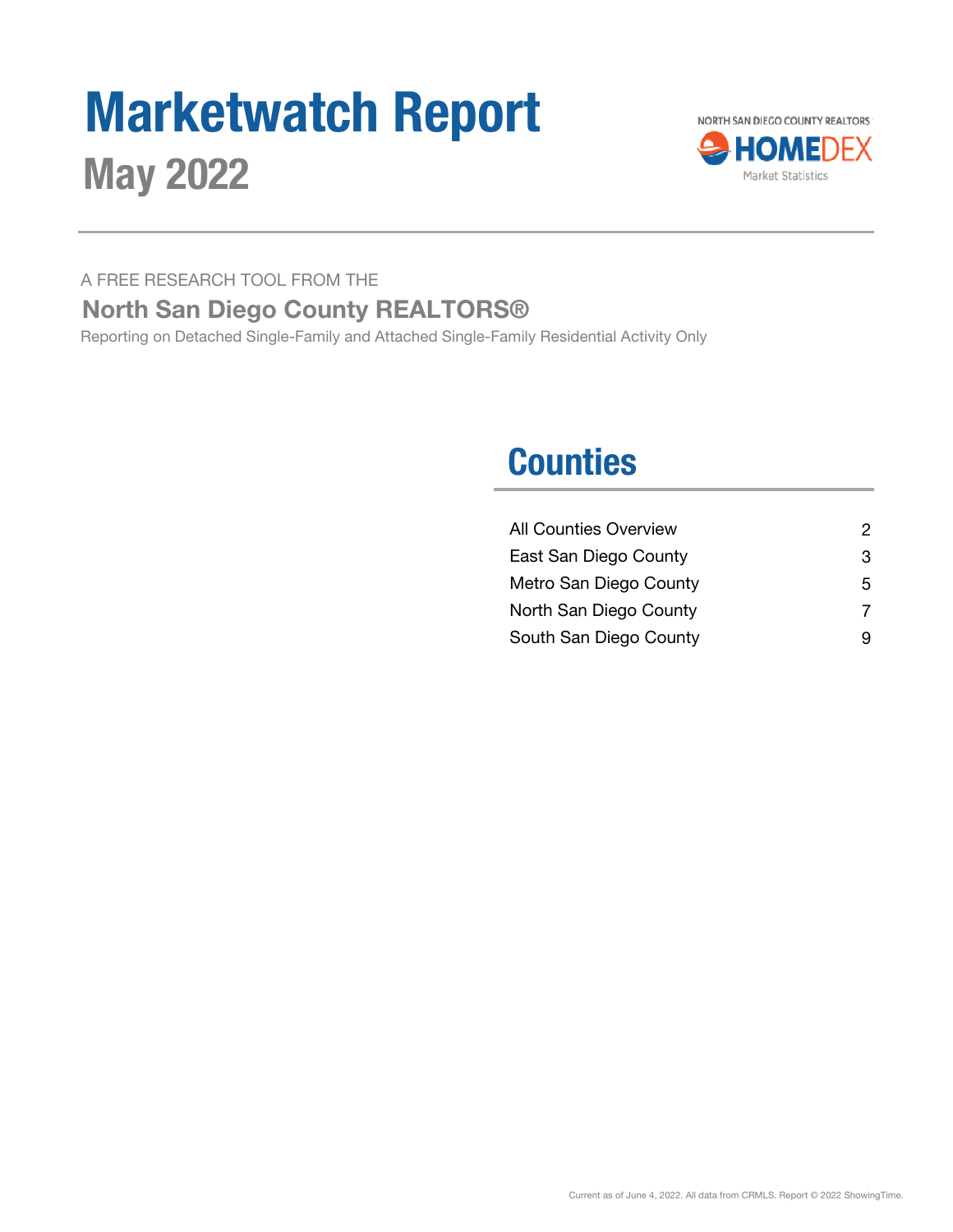# Marketwatch Report

## May 2022

NORTH SAN DIEGO COUNTY REALTORS
HOMEDEX
Market Statistics

A FREE RESEARCH TOOL FROM THE

**North San Diego County REALTORS®**

Reporting on Detached Single-Family and Attached Single-Family Residential Activity Only

## Counties

| | |
|---|---|
| All Counties Overview | 2 |
| East San Diego County | 3 |
| Metro San Diego County | 5 |
| North San Diego County | 7 |
| South San Diego County | 9 |

Current as of June 4, 2022. All data from CRMLS. Report © 2022 ShowingTime.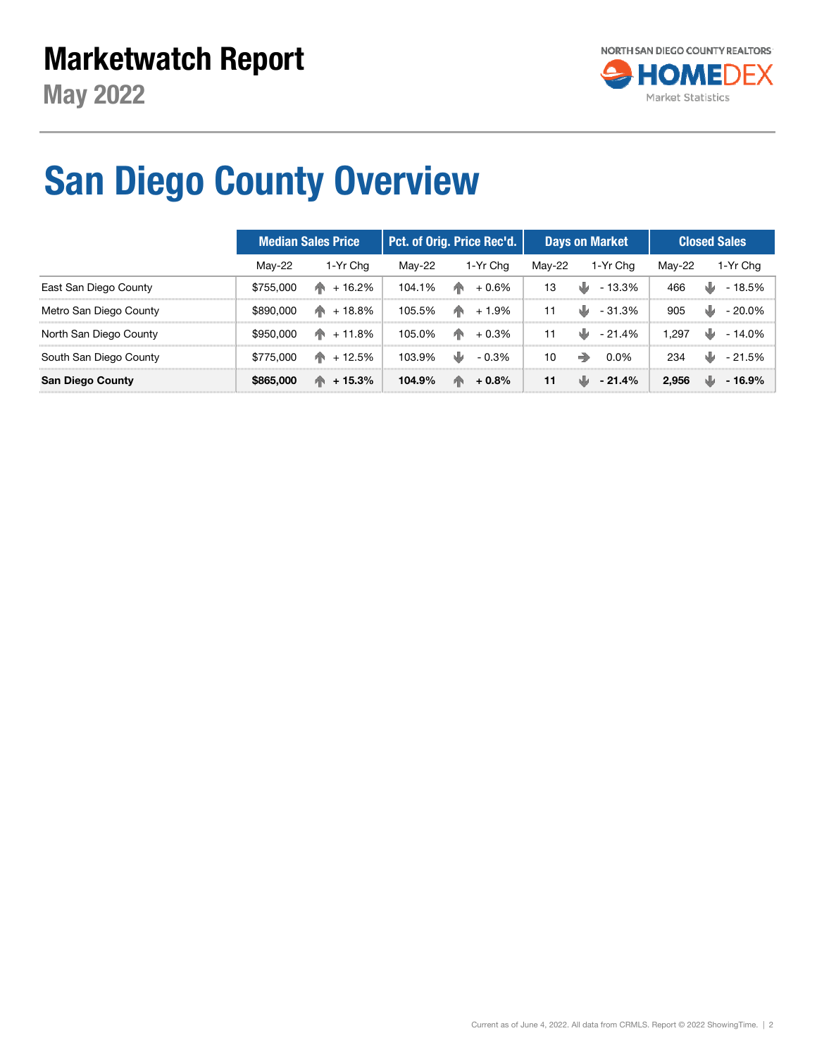# Marketwatch Report

## May 2022

NORTH SAN DIEGO COUNTY REALTORS HOMEDEX Market Statistics

# San Diego County Overview

| | Median Sales Price | | Pct. of Orig. Price Rec'd. | | Days on Market | | Closed Sales | |
|---|---|---|---|---|---|---|---|---|
| | May-22 | 1-Yr Chg | May-22 | 1-Yr Chg | May-22 | 1-Yr Chg | May-22 | 1-Yr Chg |
| East San Diego County | $755,000 | + 16.2% | 104.1% | + 0.6% | 13 | - 13.3% | 466 | - 18.5% |
| Metro San Diego County | $890,000 | + 18.8% | 105.5% | + 1.9% | 11 | - 31.3% | 905 | - 20.0% |
| North San Diego County | $950,000 | + 11.8% | 105.0% | + 0.3% | 11 | - 21.4% | 1,297 | - 14.0% |
| South San Diego County | $775,000 | + 12.5% | 103.9% | - 0.3% | 10 | 0.0% | 234 | - 21.5% |
| **San Diego County** | **$865,000** | **+ 15.3%** | **104.9%** | **+ 0.8%** | **11** | **- 21.4%** | **2,956** | **- 16.9%** |

Current as of June 4, 2022. All data from CRMLS. Report © 2022 ShowingTime.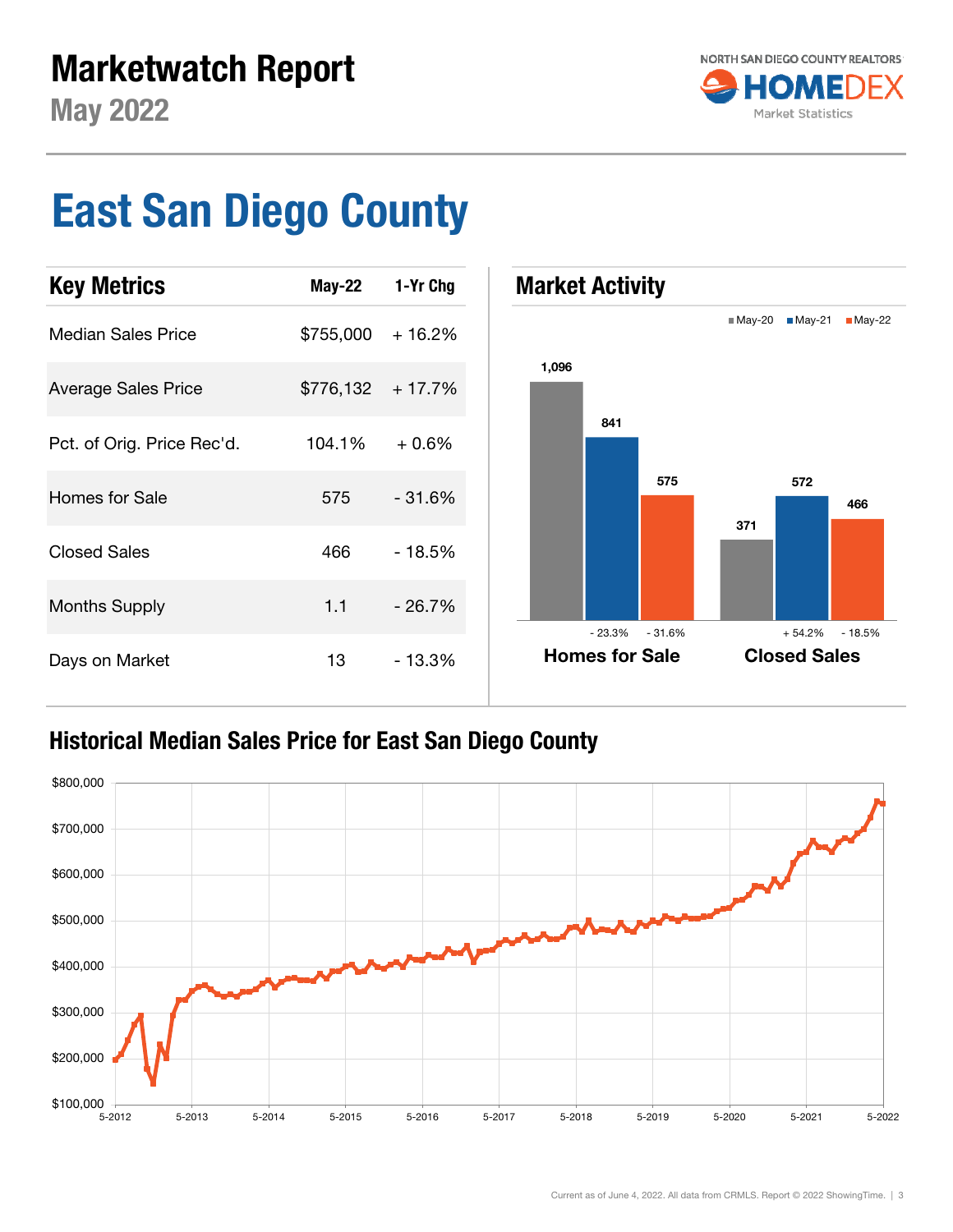# Marketwatch Report

## May 2022

NORTH SAN DIEGO COUNTY REALTORS HOMEDEX Market Statistics

# East San Diego County

## Key Metrics

| Key Metrics | May-22 | 1-Yr Chg |
|---|---|---|
| Median Sales Price | $755,000 | + 16.2% |
| Average Sales Price | $776,132 | + 17.7% |
| Pct. of Orig. Price Rec'd. | 104.1% | + 0.6% |
| Homes for Sale | 575 | - 31.6% |
| Closed Sales | 466 | - 18.5% |
| Months Supply | 1.1 | - 26.7% |
| Days on Market | 13 | - 13.3% |

## Market Activity

| | May-20 | May-21 | May-22 |
|---|---|---|---|
| Homes for Sale | 1,096 | 841 (- 23.3%) | 575 (- 31.6%) |
| Closed Sales | 371 | 572 (+ 54.2%) | 466 (- 18.5%) |

## Historical Median Sales Price for East San Diego County

Current as of June 4, 2022. All data from CRMLS. Report © 2022 ShowingTime.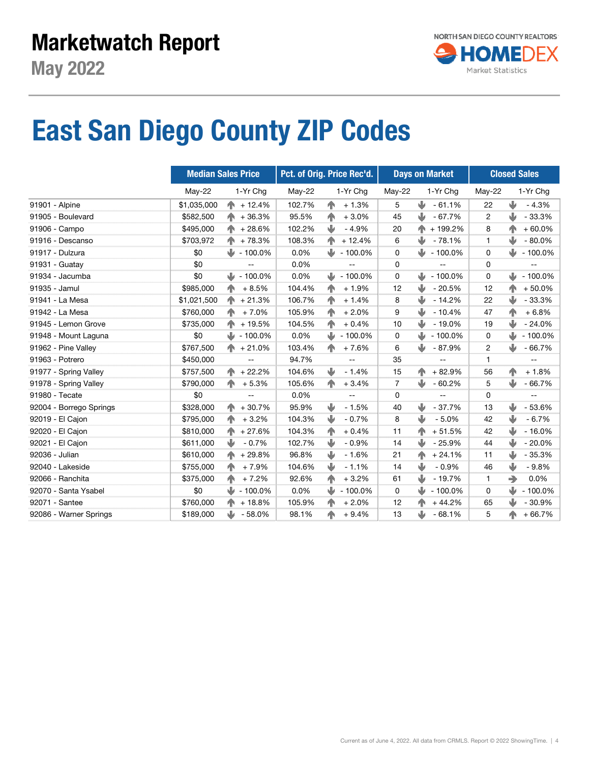# Marketwatch Report

## May 2022

# East San Diego County ZIP Codes

| | Median Sales Price | | Pct. of Orig. Price Rec'd. | | Days on Market | | Closed Sales | |
|---|---|---|---|---|---|---|---|---|
| | May-22 | 1-Yr Chg | May-22 | 1-Yr Chg | May-22 | 1-Yr Chg | May-22 | 1-Yr Chg |
| 91901 - Alpine | $1,035,000 | + 12.4% | 102.7% | + 1.3% | 5 | - 61.1% | 22 | - 4.3% |
| 91905 - Boulevard | $582,500 | + 36.3% | 95.5% | + 3.0% | 45 | - 67.7% | 2 | - 33.3% |
| 91906 - Campo | $495,000 | + 28.6% | 102.2% | - 4.9% | 20 | + 199.2% | 8 | + 60.0% |
| 91916 - Descanso | $703,972 | + 78.3% | 108.3% | + 12.4% | 6 | - 78.1% | 1 | - 80.0% |
| 91917 - Dulzura | $0 | - 100.0% | 0.0% | - 100.0% | 0 | - 100.0% | 0 | - 100.0% |
| 91931 - Guatay | $0 | -- | 0.0% | -- | 0 | -- | 0 | -- |
| 91934 - Jacumba | $0 | - 100.0% | 0.0% | - 100.0% | 0 | - 100.0% | 0 | - 100.0% |
| 91935 - Jamul | $985,000 | + 8.5% | 104.4% | + 1.9% | 12 | - 20.5% | 12 | + 50.0% |
| 91941 - La Mesa | $1,021,500 | + 21.3% | 106.7% | + 1.4% | 8 | - 14.2% | 22 | - 33.3% |
| 91942 - La Mesa | $760,000 | + 7.0% | 105.9% | + 2.0% | 9 | - 10.4% | 47 | + 6.8% |
| 91945 - Lemon Grove | $735,000 | + 19.5% | 104.5% | + 0.4% | 10 | - 19.0% | 19 | - 24.0% |
| 91948 - Mount Laguna | $0 | - 100.0% | 0.0% | - 100.0% | 0 | - 100.0% | 0 | - 100.0% |
| 91962 - Pine Valley | $767,500 | + 21.0% | 103.4% | + 7.6% | 6 | - 87.9% | 2 | - 66.7% |
| 91963 - Potrero | $450,000 | -- | 94.7% | -- | 35 | -- | 1 | -- |
| 91977 - Spring Valley | $757,500 | + 22.2% | 104.6% | - 1.4% | 15 | + 82.9% | 56 | + 1.8% |
| 91978 - Spring Valley | $790,000 | + 5.3% | 105.6% | + 3.4% | 7 | - 60.2% | 5 | - 66.7% |
| 91980 - Tecate | $0 | -- | 0.0% | -- | 0 | -- | 0 | -- |
| 92004 - Borrego Springs | $328,000 | + 30.7% | 95.9% | - 1.5% | 40 | - 37.7% | 13 | - 53.6% |
| 92019 - El Cajon | $795,000 | + 3.2% | 104.3% | - 0.7% | 8 | - 5.0% | 42 | - 6.7% |
| 92020 - El Cajon | $810,000 | + 27.6% | 104.3% | + 0.4% | 11 | + 51.5% | 42 | - 16.0% |
| 92021 - El Cajon | $611,000 | - 0.7% | 102.7% | - 0.9% | 14 | - 25.9% | 44 | - 20.0% |
| 92036 - Julian | $610,000 | + 29.8% | 96.8% | - 1.6% | 21 | + 24.1% | 11 | - 35.3% |
| 92040 - Lakeside | $755,000 | + 7.9% | 104.6% | - 1.1% | 14 | - 0.9% | 46 | - 9.8% |
| 92066 - Ranchita | $375,000 | + 7.2% | 92.6% | + 3.2% | 61 | - 19.7% | 1 | 0.0% |
| 92070 - Santa Ysabel | $0 | - 100.0% | 0.0% | - 100.0% | 0 | - 100.0% | 0 | - 100.0% |
| 92071 - Santee | $760,000 | + 18.8% | 105.9% | + 2.0% | 12 | + 44.2% | 65 | - 30.9% |
| 92086 - Warner Springs | $189,000 | - 58.0% | 98.1% | + 9.4% | 13 | - 68.1% | 5 | + 66.7% |

Current as of June 4, 2022. All data from CRMLS. Report © 2022 ShowingTime.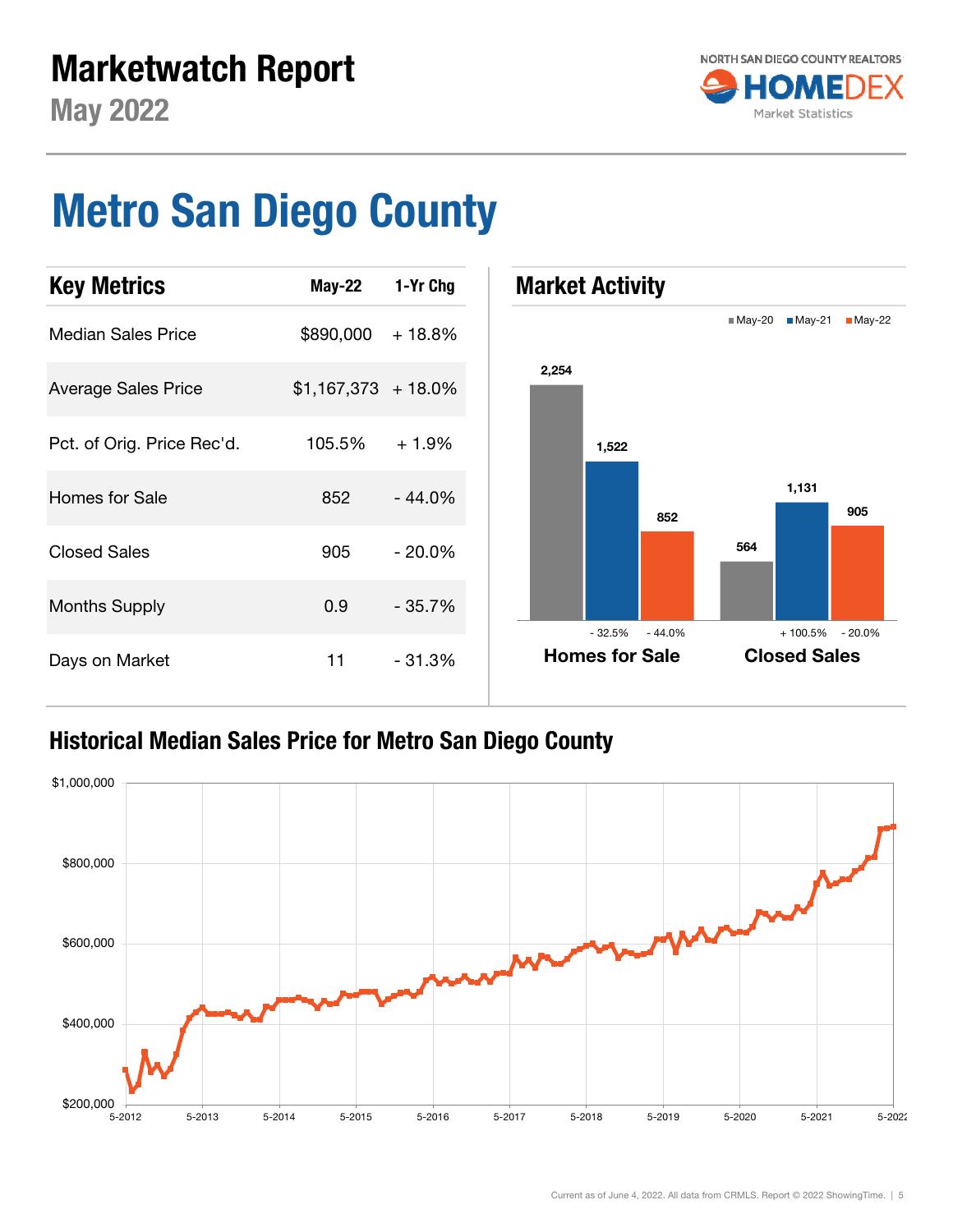# Marketwatch Report

## May 2022

NORTH SAN DIEGO COUNTY REALTORS HOMEDEX Market Statistics

# Metro San Diego County

## Key Metrics

| Key Metrics | May-22 | 1-Yr Chg |
|---|---|---|
| Median Sales Price | $890,000 | + 18.8% |
| Average Sales Price | $1,167,373 | + 18.0% |
| Pct. of Orig. Price Rec'd. | 105.5% | + 1.9% |
| Homes for Sale | 852 | - 44.0% |
| Closed Sales | 905 | - 20.0% |
| Months Supply | 0.9 | - 35.7% |
| Days on Market | 11 | - 31.3% |

## Market Activity

| | May-20 | May-21 | May-22 |
|---|---|---|---|
| Homes for Sale | 2,254 | 1,522 (- 32.5%) | 852 (- 44.0%) |
| Closed Sales | 564 | 1,131 (+ 100.5%) | 905 (- 20.0%) |

## Historical Median Sales Price for Metro San Diego County

Current as of June 4, 2022. All data from CRMLS. Report © 2022 ShowingTime.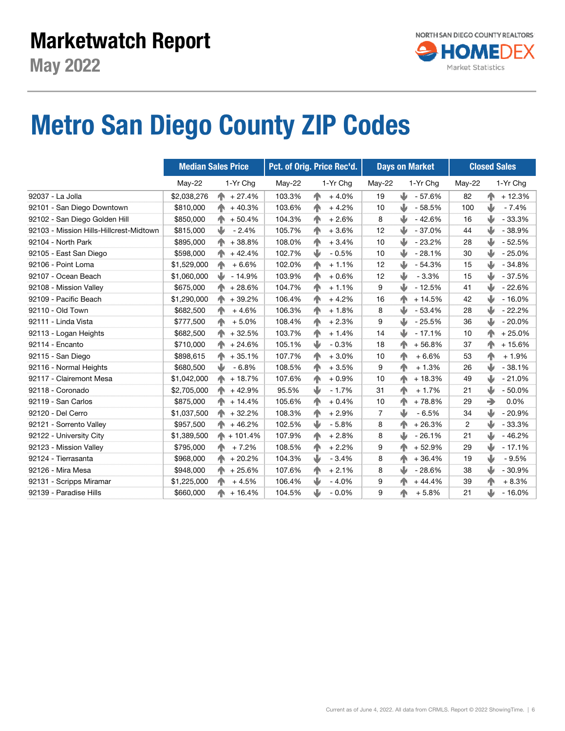# Marketwatch Report

## May 2022

NORTH SAN DIEGO COUNTY REALTORS HOMEDEX Market Statistics

# Metro San Diego County ZIP Codes

| | Median Sales Price | | Pct. of Orig. Price Rec'd. | | Days on Market | | Closed Sales | |
|---|---|---|---|---|---|---|---|---|
| | May-22 | 1-Yr Chg | May-22 | 1-Yr Chg | May-22 | 1-Yr Chg | May-22 | 1-Yr Chg |
| 92037 - La Jolla | $2,038,276 | + 27.4% | 103.3% | + 4.0% | 19 | - 57.6% | 82 | + 12.3% |
| 92101 - San Diego Downtown | $810,000 | + 40.3% | 103.6% | + 4.2% | 10 | - 58.5% | 100 | - 7.4% |
| 92102 - San Diego Golden Hill | $850,000 | + 50.4% | 104.3% | + 2.6% | 8 | - 42.6% | 16 | - 33.3% |
| 92103 - Mission Hills-Hillcrest-Midtown | $815,000 | - 2.4% | 105.7% | + 3.6% | 12 | - 37.0% | 44 | - 38.9% |
| 92104 - North Park | $895,000 | + 38.8% | 108.0% | + 3.4% | 10 | - 23.2% | 28 | - 52.5% |
| 92105 - East San Diego | $598,000 | + 42.4% | 102.7% | - 0.5% | 10 | - 28.1% | 30 | - 25.0% |
| 92106 - Point Loma | $1,529,000 | + 6.6% | 102.0% | + 1.1% | 12 | - 54.3% | 15 | - 34.8% |
| 92107 - Ocean Beach | $1,060,000 | - 14.9% | 103.9% | + 0.6% | 12 | - 3.3% | 15 | - 37.5% |
| 92108 - Mission Valley | $675,000 | + 28.6% | 104.7% | + 1.1% | 9 | - 12.5% | 41 | - 22.6% |
| 92109 - Pacific Beach | $1,290,000 | + 39.2% | 106.4% | + 4.2% | 16 | + 14.5% | 42 | - 16.0% |
| 92110 - Old Town | $682,500 | + 4.6% | 106.3% | + 1.8% | 8 | - 53.4% | 28 | - 22.2% |
| 92111 - Linda Vista | $777,500 | + 5.0% | 108.4% | + 2.3% | 9 | - 25.5% | 36 | - 20.0% |
| 92113 - Logan Heights | $682,500 | + 32.5% | 103.7% | + 1.4% | 14 | - 17.1% | 10 | + 25.0% |
| 92114 - Encanto | $710,000 | + 24.6% | 105.1% | - 0.3% | 18 | + 56.8% | 37 | + 15.6% |
| 92115 - San Diego | $898,615 | + 35.1% | 107.7% | + 3.0% | 10 | + 6.6% | 53 | + 1.9% |
| 92116 - Normal Heights | $680,500 | - 6.8% | 108.5% | + 3.5% | 9 | + 1.3% | 26 | - 38.1% |
| 92117 - Clairemont Mesa | $1,042,000 | + 18.7% | 107.6% | + 0.9% | 10 | + 18.3% | 49 | - 21.0% |
| 92118 - Coronado | $2,705,000 | + 42.9% | 95.5% | - 1.7% | 31 | + 1.7% | 21 | - 50.0% |
| 92119 - San Carlos | $875,000 | + 14.4% | 105.6% | + 0.4% | 10 | + 78.8% | 29 | 0.0% |
| 92120 - Del Cerro | $1,037,500 | + 32.2% | 108.3% | + 2.9% | 7 | - 6.5% | 34 | - 20.9% |
| 92121 - Sorrento Valley | $957,500 | + 46.2% | 102.5% | - 5.8% | 8 | + 26.3% | 2 | - 33.3% |
| 92122 - University City | $1,389,500 | + 101.4% | 107.9% | + 2.8% | 8 | - 26.1% | 21 | - 46.2% |
| 92123 - Mission Valley | $795,000 | + 7.2% | 108.5% | + 2.2% | 9 | + 52.9% | 29 | - 17.1% |
| 92124 - Tierrasanta | $968,000 | + 20.2% | 104.3% | - 3.4% | 8 | + 36.4% | 19 | - 9.5% |
| 92126 - Mira Mesa | $948,000 | + 25.6% | 107.6% | + 2.1% | 8 | - 28.6% | 38 | - 30.9% |
| 92131 - Scripps Miramar | $1,225,000 | + 4.5% | 106.4% | - 4.0% | 9 | + 44.4% | 39 | + 8.3% |
| 92139 - Paradise Hills | $660,000 | + 16.4% | 104.5% | - 0.0% | 9 | + 5.8% | 21 | - 16.0% |

Current as of June 4, 2022. All data from CRMLS. Report © 2022 ShowingTime.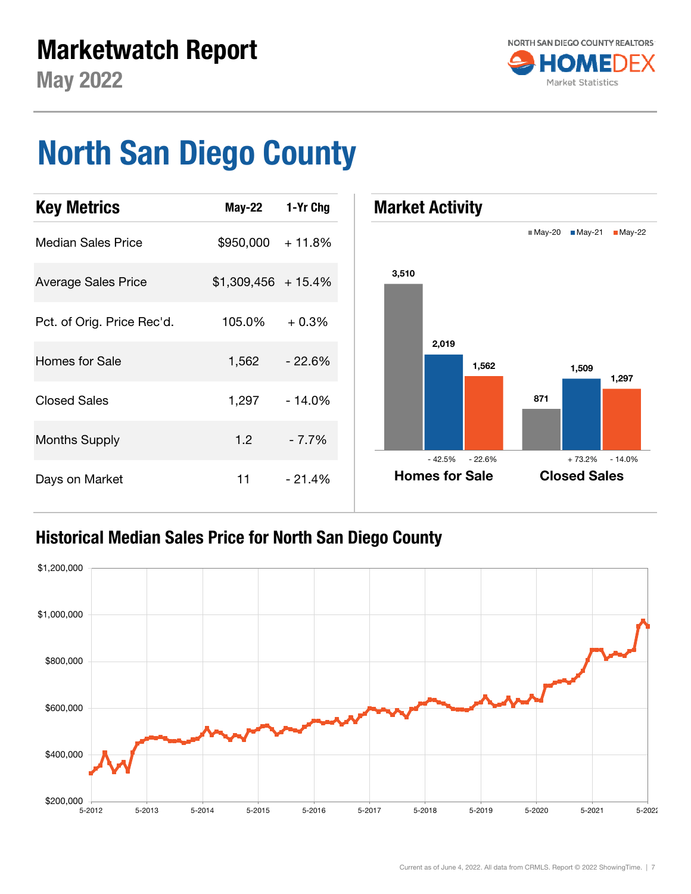# Marketwatch Report

## May 2022

NORTH SAN DIEGO COUNTY REALTORS HOMEDEX Market Statistics

# North San Diego County

| Key Metrics | May-22 | 1-Yr Chg |
|---|---|---|
| Median Sales Price | $950,000 | + 11.8% |
| Average Sales Price | $1,309,456 | + 15.4% |
| Pct. of Orig. Price Rec'd. | 105.0% | + 0.3% |
| Homes for Sale | 1,562 | - 22.6% |
| Closed Sales | 1,297 | - 14.0% |
| Months Supply | 1.2 | - 7.7% |
| Days on Market | 11 | - 21.4% |

## Market Activity

| | May-20 | May-21 | May-22 |
|---|---|---|---|
| Homes for Sale | 3,510 | 2,019 (- 42.5%) | 1,562 (- 22.6%) |
| Closed Sales | 871 | 1,509 (+ 73.2%) | 1,297 (- 14.0%) |

## Historical Median Sales Price for North San Diego County

Current as of June 4, 2022. All data from CRMLS. Report © 2022 ShowingTime.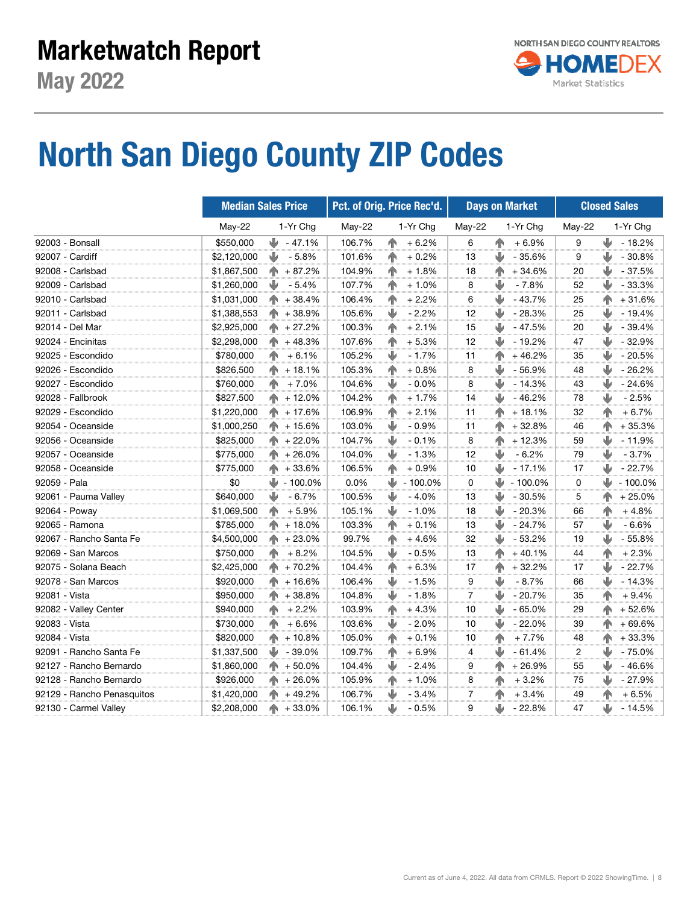# Marketwatch Report

## May 2022

NORTH SAN DIEGO COUNTY REALTORS HOMEDEX Market Statistics

# North San Diego County ZIP Codes

| | Median Sales Price | | Pct. of Orig. Price Rec'd. | | Days on Market | | Closed Sales | |
|---|---|---|---|---|---|---|---|---|
| | May-22 | 1-Yr Chg | May-22 | 1-Yr Chg | May-22 | 1-Yr Chg | May-22 | 1-Yr Chg |
| 92003 - Bonsall | $550,000 | - 47.1% | 106.7% | + 6.2% | 6 | + 6.9% | 9 | - 18.2% |
| 92007 - Cardiff | $2,120,000 | - 5.8% | 101.6% | + 0.2% | 13 | - 35.6% | 9 | - 30.8% |
| 92008 - Carlsbad | $1,867,500 | + 87.2% | 104.9% | + 1.8% | 18 | + 34.6% | 20 | - 37.5% |
| 92009 - Carlsbad | $1,260,000 | - 5.4% | 107.7% | + 1.0% | 8 | - 7.8% | 52 | - 33.3% |
| 92010 - Carlsbad | $1,031,000 | + 38.4% | 106.4% | + 2.2% | 6 | - 43.7% | 25 | + 31.6% |
| 92011 - Carlsbad | $1,388,553 | + 38.9% | 105.6% | - 2.2% | 12 | - 28.3% | 25 | - 19.4% |
| 92014 - Del Mar | $2,925,000 | + 27.2% | 100.3% | + 2.1% | 15 | - 47.5% | 20 | - 39.4% |
| 92024 - Encinitas | $2,298,000 | + 48.3% | 107.6% | + 5.3% | 12 | - 19.2% | 47 | - 32.9% |
| 92025 - Escondido | $780,000 | + 6.1% | 105.2% | - 1.7% | 11 | + 46.2% | 35 | - 20.5% |
| 92026 - Escondido | $826,500 | + 18.1% | 105.3% | + 0.8% | 8 | - 56.9% | 48 | - 26.2% |
| 92027 - Escondido | $760,000 | + 7.0% | 104.6% | - 0.0% | 8 | - 14.3% | 43 | - 24.6% |
| 92028 - Fallbrook | $827,500 | + 12.0% | 104.2% | + 1.7% | 14 | - 46.2% | 78 | - 2.5% |
| 92029 - Escondido | $1,220,000 | + 17.6% | 106.9% | + 2.1% | 11 | + 18.1% | 32 | + 6.7% |
| 92054 - Oceanside | $1,000,250 | + 15.6% | 103.0% | - 0.9% | 11 | + 32.8% | 46 | + 35.3% |
| 92056 - Oceanside | $825,000 | + 22.0% | 104.7% | - 0.1% | 8 | + 12.3% | 59 | - 11.9% |
| 92057 - Oceanside | $775,000 | + 26.0% | 104.0% | - 1.3% | 12 | - 6.2% | 79 | - 3.7% |
| 92058 - Oceanside | $775,000 | + 33.6% | 106.5% | + 0.9% | 10 | - 17.1% | 17 | - 22.7% |
| 92059 - Pala | $0 | - 100.0% | 0.0% | - 100.0% | 0 | - 100.0% | 0 | - 100.0% |
| 92061 - Pauma Valley | $640,000 | - 6.7% | 100.5% | - 4.0% | 13 | - 30.5% | 5 | + 25.0% |
| 92064 - Poway | $1,069,500 | + 5.9% | 105.1% | - 1.0% | 18 | - 20.3% | 66 | + 4.8% |
| 92065 - Ramona | $785,000 | + 18.0% | 103.3% | + 0.1% | 13 | - 24.7% | 57 | - 6.6% |
| 92067 - Rancho Santa Fe | $4,500,000 | + 23.0% | 99.7% | + 4.6% | 32 | - 53.2% | 19 | - 55.8% |
| 92069 - San Marcos | $750,000 | + 8.2% | 104.5% | - 0.5% | 13 | + 40.1% | 44 | + 2.3% |
| 92075 - Solana Beach | $2,425,000 | + 70.2% | 104.4% | + 6.3% | 17 | + 32.2% | 17 | - 22.7% |
| 92078 - San Marcos | $920,000 | + 16.6% | 106.4% | - 1.5% | 9 | - 8.7% | 66 | - 14.3% |
| 92081 - Vista | $950,000 | + 38.8% | 104.8% | - 1.8% | 7 | - 20.7% | 35 | + 9.4% |
| 92082 - Valley Center | $940,000 | + 2.2% | 103.9% | + 4.3% | 10 | - 65.0% | 29 | + 52.6% |
| 92083 - Vista | $730,000 | + 6.6% | 103.6% | - 2.0% | 10 | - 22.0% | 39 | + 69.6% |
| 92084 - Vista | $820,000 | + 10.8% | 105.0% | + 0.1% | 10 | + 7.7% | 48 | + 33.3% |
| 92091 - Rancho Santa Fe | $1,337,500 | - 39.0% | 109.7% | + 6.9% | 4 | - 61.4% | 2 | - 75.0% |
| 92127 - Rancho Bernardo | $1,860,000 | + 50.0% | 104.4% | - 2.4% | 9 | + 26.9% | 55 | - 46.6% |
| 92128 - Rancho Bernardo | $926,000 | + 26.0% | 105.9% | + 1.0% | 8 | + 3.2% | 75 | - 27.9% |
| 92129 - Rancho Penasquitos | $1,420,000 | + 49.2% | 106.7% | - 3.4% | 7 | + 3.4% | 49 | + 6.5% |
| 92130 - Carmel Valley | $2,208,000 | + 33.0% | 106.1% | - 0.5% | 9 | - 22.8% | 47 | - 14.5% |

Current as of June 4, 2022. All data from CRMLS. Report © 2022 ShowingTime.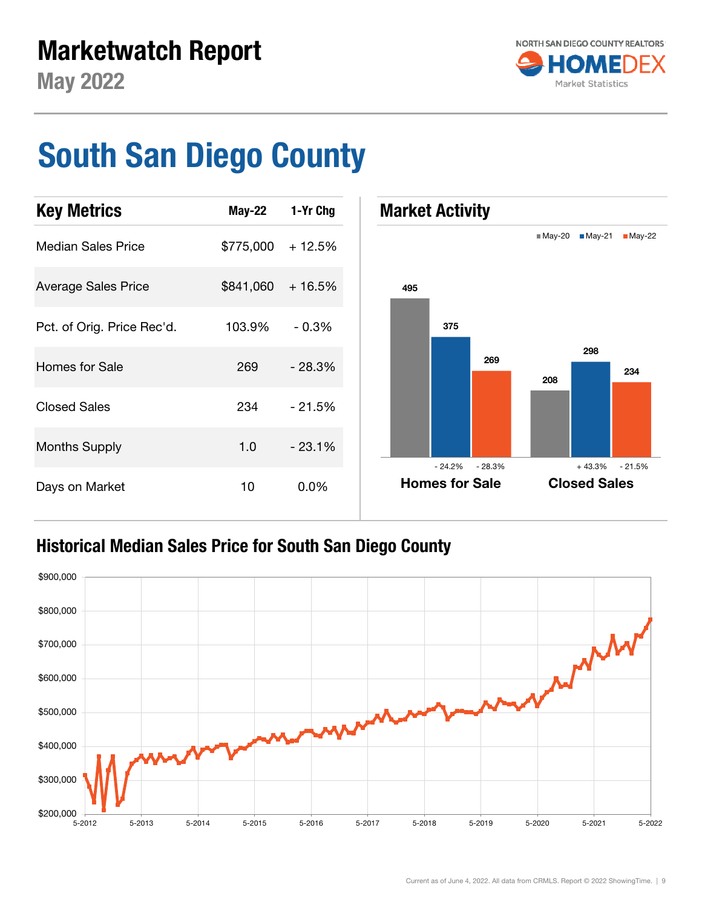# Marketwatch Report

## May 2022

NORTH SAN DIEGO COUNTY REALTORS HOMEDEX Market Statistics

# South San Diego County

## Key Metrics

| Key Metrics | May-22 | 1-Yr Chg |
|---|---|---|
| Median Sales Price | $775,000 | + 12.5% |
| Average Sales Price | $841,060 | + 16.5% |
| Pct. of Orig. Price Rec'd. | 103.9% | - 0.3% |
| Homes for Sale | 269 | - 28.3% |
| Closed Sales | 234 | - 21.5% |
| Months Supply | 1.0 | - 23.1% |
| Days on Market | 10 | 0.0% |

## Market Activity

| | May-20 | May-21 | May-22 |
|---|---|---|---|
| Homes for Sale | 495 | 375 (- 24.2%) | 269 (- 28.3%) |
| Closed Sales | 208 | 298 (+ 43.3%) | 234 (- 21.5%) |

## Historical Median Sales Price for South San Diego County

Y-axis: $200,000 – $900,000. X-axis: 5-2012, 5-2013, 5-2014, 5-2015, 5-2016, 5-2017, 5-2018, 5-2019, 5-2020, 5-2021, 5-2022.

Current as of June 4, 2022. All data from CRMLS. Report © 2022 ShowingTime.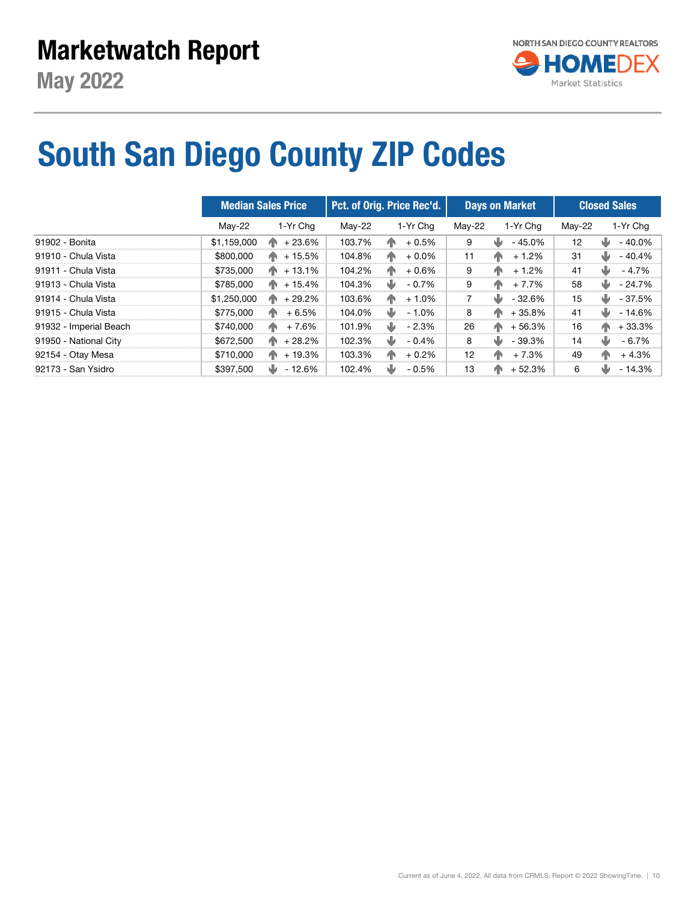# Marketwatch Report

## May 2022

NORTH SAN DIEGO COUNTY REALTORS
HOMEDEX
Market Statistics

# South San Diego County ZIP Codes

| | Median Sales Price | | Pct. of Orig. Price Rec'd. | | Days on Market | | Closed Sales | |
|---|---|---|---|---|---|---|---|---|
| | May-22 | 1-Yr Chg | May-22 | 1-Yr Chg | May-22 | 1-Yr Chg | May-22 | 1-Yr Chg |
| 91902 - Bonita | $1,159,000 | + 23.6% | 103.7% | + 0.5% | 9 | - 45.0% | 12 | - 40.0% |
| 91910 - Chula Vista | $800,000 | + 15.5% | 104.8% | + 0.0% | 11 | + 1.2% | 31 | - 40.4% |
| 91911 - Chula Vista | $735,000 | + 13.1% | 104.2% | + 0.6% | 9 | + 1.2% | 41 | - 4.7% |
| 91913 - Chula Vista | $785,000 | + 15.4% | 104.3% | - 0.7% | 9 | + 7.7% | 58 | - 24.7% |
| 91914 - Chula Vista | $1,250,000 | + 29.2% | 103.6% | + 1.0% | 7 | - 32.6% | 15 | - 37.5% |
| 91915 - Chula Vista | $775,000 | + 6.5% | 104.0% | - 1.0% | 8 | + 35.8% | 41 | - 14.6% |
| 91932 - Imperial Beach | $740,000 | + 7.6% | 101.9% | - 2.3% | 26 | + 56.3% | 16 | + 33.3% |
| 91950 - National City | $672,500 | + 28.2% | 102.3% | - 0.4% | 8 | - 39.3% | 14 | - 6.7% |
| 92154 - Otay Mesa | $710,000 | + 19.3% | 103.3% | + 0.2% | 12 | + 7.3% | 49 | + 4.3% |
| 92173 - San Ysidro | $397,500 | - 12.6% | 102.4% | - 0.5% | 13 | + 52.3% | 6 | - 14.3% |

Current as of June 4, 2022. All data from CRMLS. Report © 2022 ShowingTime.